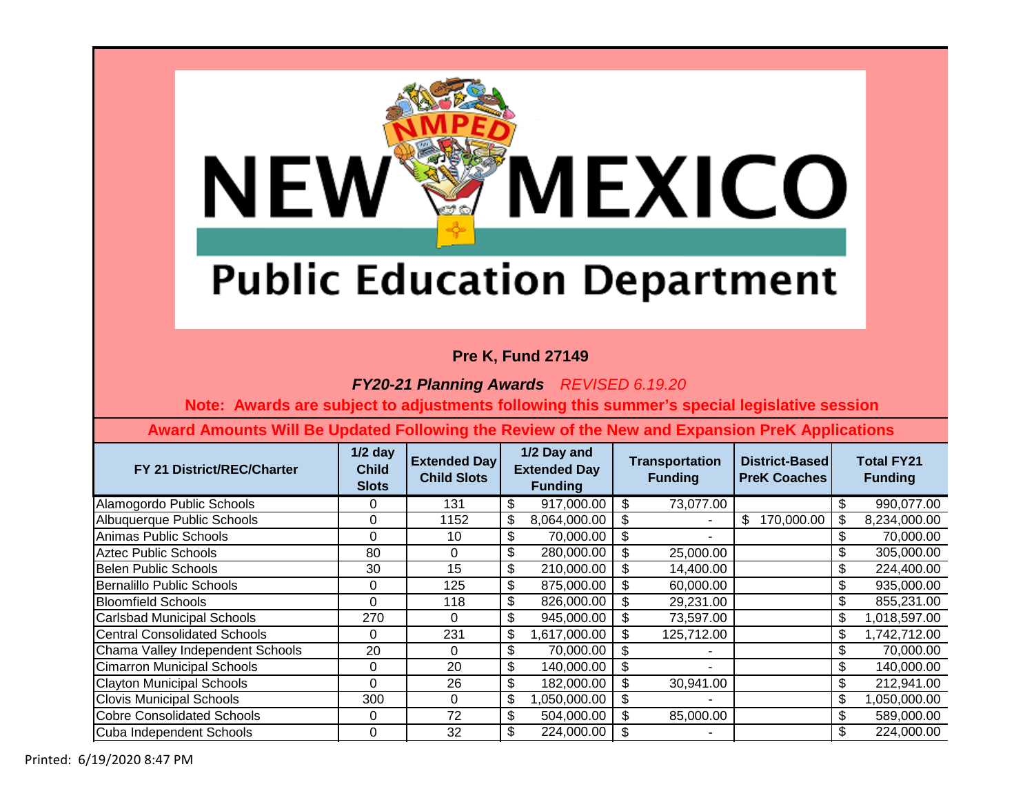# NEW MEXICO Public Education Department

**Pre K, Fund 27149**

***FY20-21 Planning Awards*** *REVISED 6.19.20*

**Note: Awards are subject to adjustments following this summer's special legislative session**

**Award Amounts Will Be Updated Following the Review of the New and Expansion PreK Applications**

| FY 21 District/REC/Charter | 1/2 day Child Slots | Extended Day Child Slots | 1/2 Day and Extended Day Funding | Transportation Funding | District-Based PreK Coaches | Total FY21 Funding |
|---|---|---|---|---|---|---|
| Alamogordo Public Schools | 0 | 131 | $ 917,000.00 | $ 73,077.00 | | $ 990,077.00 |
| Albuquerque Public Schools | 0 | 1152 | $ 8,064,000.00 | $ - | $ 170,000.00 | $ 8,234,000.00 |
| Animas Public Schools | 0 | 10 | $ 70,000.00 | $ - | | $ 70,000.00 |
| Aztec Public Schools | 80 | 0 | $ 280,000.00 | $ 25,000.00 | | $ 305,000.00 |
| Belen Public Schools | 30 | 15 | $ 210,000.00 | $ 14,400.00 | | $ 224,400.00 |
| Bernalillo Public Schools | 0 | 125 | $ 875,000.00 | $ 60,000.00 | | $ 935,000.00 |
| Bloomfield Schools | 0 | 118 | $ 826,000.00 | $ 29,231.00 | | $ 855,231.00 |
| Carlsbad Municipal Schools | 270 | 0 | $ 945,000.00 | $ 73,597.00 | | $ 1,018,597.00 |
| Central Consolidated Schools | 0 | 231 | $ 1,617,000.00 | $ 125,712.00 | | $ 1,742,712.00 |
| Chama Valley Independent Schools | 20 | 0 | $ 70,000.00 | $ - | | $ 70,000.00 |
| Cimarron Municipal Schools | 0 | 20 | $ 140,000.00 | $ - | | $ 140,000.00 |
| Clayton Municipal Schools | 0 | 26 | $ 182,000.00 | $ 30,941.00 | | $ 212,941.00 |
| Clovis Municipal Schools | 300 | 0 | $ 1,050,000.00 | $ - | | $ 1,050,000.00 |
| Cobre Consolidated Schools | 0 | 72 | $ 504,000.00 | $ 85,000.00 | | $ 589,000.00 |
| Cuba Independent Schools | 0 | 32 | $ 224,000.00 | $ - | | $ 224,000.00 |

Printed: 6/19/2020 8:47 PM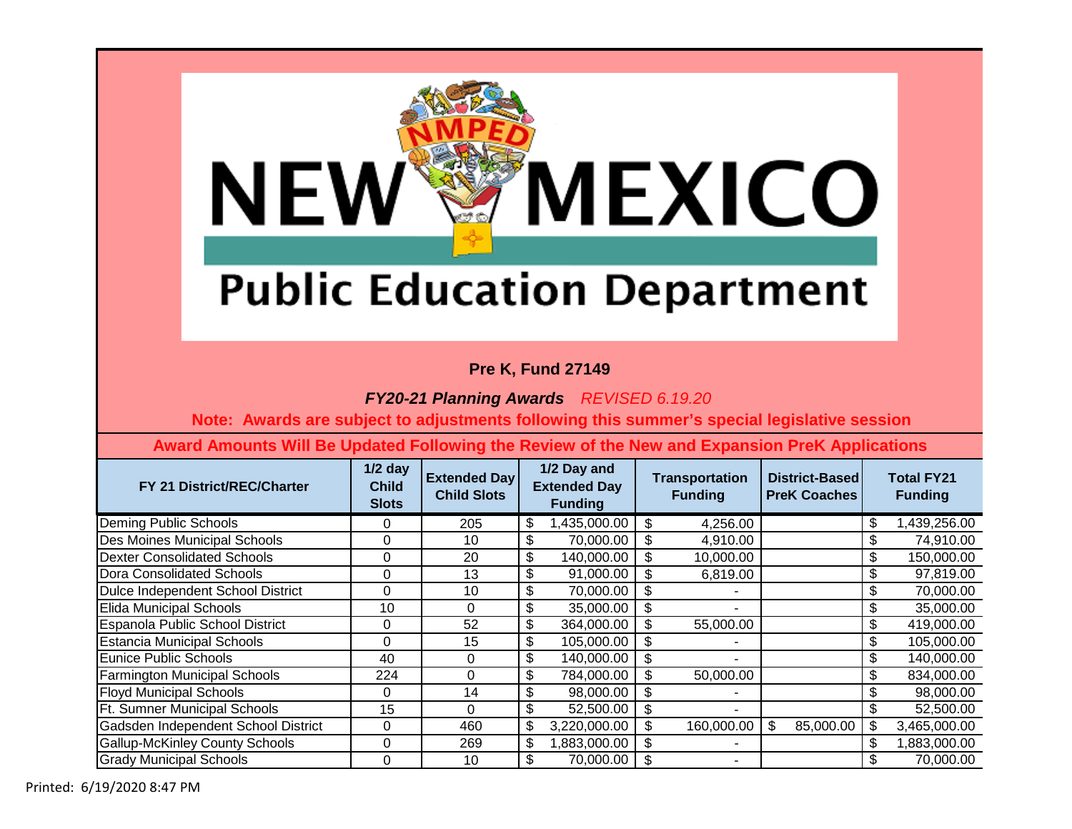# New Mexico Public Education Department

**Pre K, Fund 27149**

***FY20-21 Planning Awards*** *REVISED 6.19.20*

**Note: Awards are subject to adjustments following this summer's special legislative session**

**Award Amounts Will Be Updated Following the Review of the New and Expansion PreK Applications**

| FY 21 District/REC/Charter | 1/2 day Child Slots | Extended Day Child Slots | 1/2 Day and Extended Day Funding | Transportation Funding | District-Based PreK Coaches | Total FY21 Funding |
|---|---|---|---|---|---|---|
| Deming Public Schools | 0 | 205 | $ 1,435,000.00 | $ 4,256.00 | | $ 1,439,256.00 |
| Des Moines Municipal Schools | 0 | 10 | $ 70,000.00 | $ 4,910.00 | | $ 74,910.00 |
| Dexter Consolidated Schools | 0 | 20 | $ 140,000.00 | $ 10,000.00 | | $ 150,000.00 |
| Dora Consolidated Schools | 0 | 13 | $ 91,000.00 | $ 6,819.00 | | $ 97,819.00 |
| Dulce Independent School District | 0 | 10 | $ 70,000.00 | $ - | | $ 70,000.00 |
| Elida Municipal Schools | 10 | 0 | $ 35,000.00 | $ - | | $ 35,000.00 |
| Espanola Public School District | 0 | 52 | $ 364,000.00 | $ 55,000.00 | | $ 419,000.00 |
| Estancia Municipal Schools | 0 | 15 | $ 105,000.00 | $ - | | $ 105,000.00 |
| Eunice Public Schools | 40 | 0 | $ 140,000.00 | $ - | | $ 140,000.00 |
| Farmington Municipal Schools | 224 | 0 | $ 784,000.00 | $ 50,000.00 | | $ 834,000.00 |
| Floyd Municipal Schools | 0 | 14 | $ 98,000.00 | $ - | | $ 98,000.00 |
| Ft. Sumner Municipal Schools | 15 | 0 | $ 52,500.00 | $ - | | $ 52,500.00 |
| Gadsden Independent School District | 0 | 460 | $ 3,220,000.00 | $ 160,000.00 | $ 85,000.00 | $ 3,465,000.00 |
| Gallup-McKinley County Schools | 0 | 269 | $ 1,883,000.00 | $ - | | $ 1,883,000.00 |
| Grady Municipal Schools | 0 | 10 | $ 70,000.00 | $ - | | $ 70,000.00 |

Printed: 6/19/2020 8:47 PM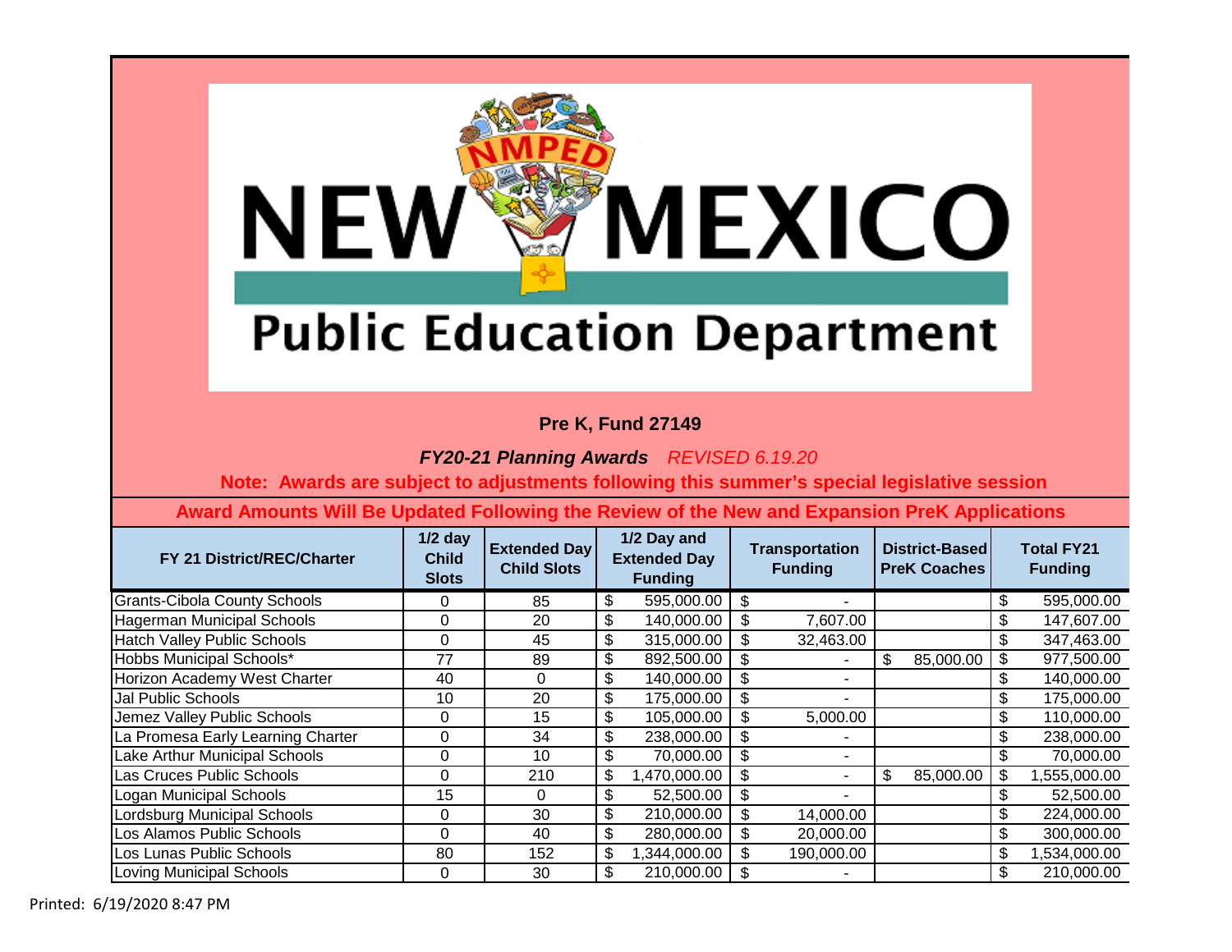**Pre K, Fund 27149**

***FY20-21 Planning Awards*** *REVISED 6.19.20*

**Note: Awards are subject to adjustments following this summer's special legislative session**

**Award Amounts Will Be Updated Following the Review of the New and Expansion PreK Applications**

| FY 21 District/REC/Charter | 1/2 day Child Slots | Extended Day Child Slots | 1/2 Day and Extended Day Funding | Transportation Funding | District-Based PreK Coaches | Total FY21 Funding |
|---|---|---|---|---|---|---|
| Grants-Cibola County Schools | 0 | 85 | $ 595,000.00 | $ - | | $ 595,000.00 |
| Hagerman Municipal Schools | 0 | 20 | $ 140,000.00 | $ 7,607.00 | | $ 147,607.00 |
| Hatch Valley Public Schools | 0 | 45 | $ 315,000.00 | $ 32,463.00 | | $ 347,463.00 |
| Hobbs Municipal Schools* | 77 | 89 | $ 892,500.00 | $ - | $ 85,000.00 | $ 977,500.00 |
| Horizon Academy West Charter | 40 | 0 | $ 140,000.00 | $ - | | $ 140,000.00 |
| Jal Public Schools | 10 | 20 | $ 175,000.00 | $ - | | $ 175,000.00 |
| Jemez Valley Public Schools | 0 | 15 | $ 105,000.00 | $ 5,000.00 | | $ 110,000.00 |
| La Promesa Early Learning Charter | 0 | 34 | $ 238,000.00 | $ - | | $ 238,000.00 |
| Lake Arthur Municipal Schools | 0 | 10 | $ 70,000.00 | $ - | | $ 70,000.00 |
| Las Cruces Public Schools | 0 | 210 | $ 1,470,000.00 | $ - | $ 85,000.00 | $ 1,555,000.00 |
| Logan Municipal Schools | 15 | 0 | $ 52,500.00 | $ - | | $ 52,500.00 |
| Lordsburg Municipal Schools | 0 | 30 | $ 210,000.00 | $ 14,000.00 | | $ 224,000.00 |
| Los Alamos Public Schools | 0 | 40 | $ 280,000.00 | $ 20,000.00 | | $ 300,000.00 |
| Los Lunas Public Schools | 80 | 152 | $ 1,344,000.00 | $ 190,000.00 | | $ 1,534,000.00 |
| Loving Municipal Schools | 0 | 30 | $ 210,000.00 | $ - | | $ 210,000.00 |

Printed: 6/19/2020 8:47 PM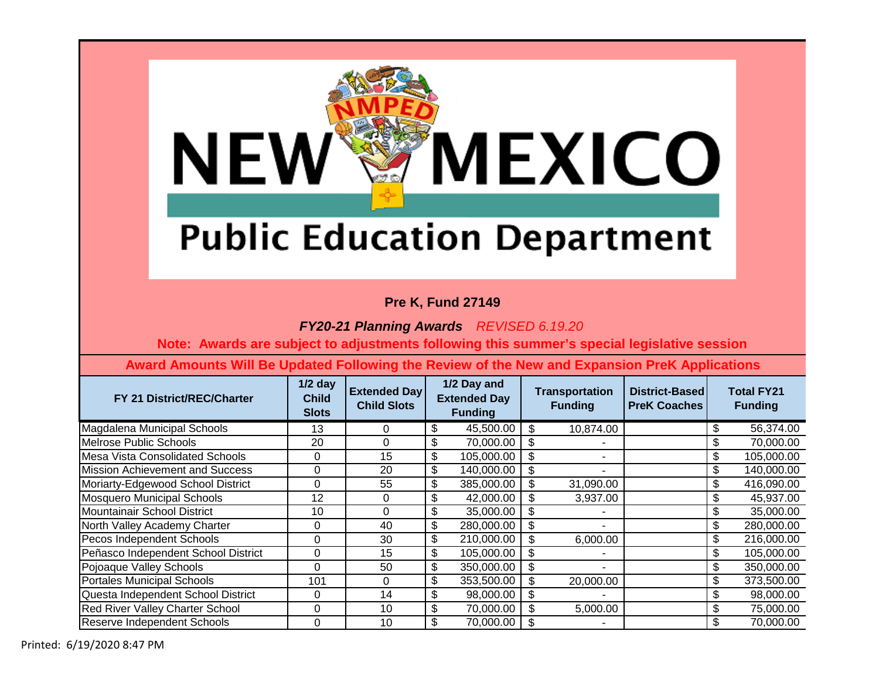# New Mexico Public Education Department

**Pre K, Fund 27149**

***FY20-21 Planning Awards*** *REVISED 6.19.20*

**Note: Awards are subject to adjustments following this summer's special legislative session**

**Award Amounts Will Be Updated Following the Review of the New and Expansion PreK Applications**

| FY 21 District/REC/Charter | 1/2 day Child Slots | Extended Day Child Slots | 1/2 Day and Extended Day Funding | Transportation Funding | District-Based PreK Coaches | Total FY21 Funding |
|---|---|---|---|---|---|---|
| Magdalena Municipal Schools | 13 | 0 | $ 45,500.00 | $ 10,874.00 | | $ 56,374.00 |
| Melrose Public Schools | 20 | 0 | $ 70,000.00 | $ - | | $ 70,000.00 |
| Mesa Vista Consolidated Schools | 0 | 15 | $ 105,000.00 | $ - | | $ 105,000.00 |
| Mission Achievement and Success | 0 | 20 | $ 140,000.00 | $ - | | $ 140,000.00 |
| Moriarty-Edgewood School District | 0 | 55 | $ 385,000.00 | $ 31,090.00 | | $ 416,090.00 |
| Mosquero Municipal Schools | 12 | 0 | $ 42,000.00 | $ 3,937.00 | | $ 45,937.00 |
| Mountainair School District | 10 | 0 | $ 35,000.00 | $ - | | $ 35,000.00 |
| North Valley Academy Charter | 0 | 40 | $ 280,000.00 | $ - | | $ 280,000.00 |
| Pecos Independent Schools | 0 | 30 | $ 210,000.00 | $ 6,000.00 | | $ 216,000.00 |
| Peñasco Independent School District | 0 | 15 | $ 105,000.00 | $ - | | $ 105,000.00 |
| Pojoaque Valley Schools | 0 | 50 | $ 350,000.00 | $ - | | $ 350,000.00 |
| Portales Municipal Schools | 101 | 0 | $ 353,500.00 | $ 20,000.00 | | $ 373,500.00 |
| Questa Independent School District | 0 | 14 | $ 98,000.00 | $ - | | $ 98,000.00 |
| Red River Valley Charter School | 0 | 10 | $ 70,000.00 | $ 5,000.00 | | $ 75,000.00 |
| Reserve Independent Schools | 0 | 10 | $ 70,000.00 | $ - | | $ 70,000.00 |

Printed: 6/19/2020 8:47 PM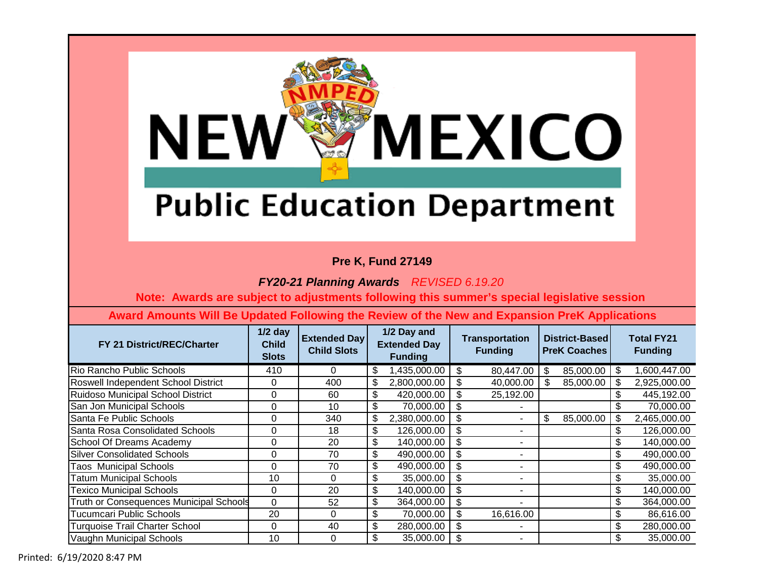**Pre K, Fund 27149**

***FY20-21 Planning Awards*** *REVISED 6.19.20*

**Note: Awards are subject to adjustments following this summer's special legislative session**

**Award Amounts Will Be Updated Following the Review of the New and Expansion PreK Applications**

| FY 21 District/REC/Charter | 1/2 day Child Slots | Extended Day Child Slots | 1/2 Day and Extended Day Funding | Transportation Funding | District-Based PreK Coaches | Total FY21 Funding |
|---|---|---|---|---|---|---|
| Rio Rancho Public Schools | 410 | 0 | $ 1,435,000.00 | $ 80,447.00 | $ 85,000.00 | $ 1,600,447.00 |
| Roswell Independent School District | 0 | 400 | $ 2,800,000.00 | $ 40,000.00 | $ 85,000.00 | $ 2,925,000.00 |
| Ruidoso Municipal School District | 0 | 60 | $ 420,000.00 | $ 25,192.00 | | $ 445,192.00 |
| San Jon Municipal Schools | 0 | 10 | $ 70,000.00 | $ - | | $ 70,000.00 |
| Santa Fe Public Schools | 0 | 340 | $ 2,380,000.00 | $ - | $ 85,000.00 | $ 2,465,000.00 |
| Santa Rosa Consolidated Schools | 0 | 18 | $ 126,000.00 | $ - | | $ 126,000.00 |
| School Of Dreams Academy | 0 | 20 | $ 140,000.00 | $ - | | $ 140,000.00 |
| Silver Consolidated Schools | 0 | 70 | $ 490,000.00 | $ - | | $ 490,000.00 |
| Taos Municipal Schools | 0 | 70 | $ 490,000.00 | $ - | | $ 490,000.00 |
| Tatum Municipal Schools | 10 | 0 | $ 35,000.00 | $ - | | $ 35,000.00 |
| Texico Municipal Schools | 0 | 20 | $ 140,000.00 | $ - | | $ 140,000.00 |
| Truth or Consequences Municipal Schools | 0 | 52 | $ 364,000.00 | $ - | | $ 364,000.00 |
| Tucumcari Public Schools | 20 | 0 | $ 70,000.00 | $ 16,616.00 | | $ 86,616.00 |
| Turquoise Trail Charter School | 0 | 40 | $ 280,000.00 | $ - | | $ 280,000.00 |
| Vaughn Municipal Schools | 10 | 0 | $ 35,000.00 | $ - | | $ 35,000.00 |

Printed: 6/19/2020 8:47 PM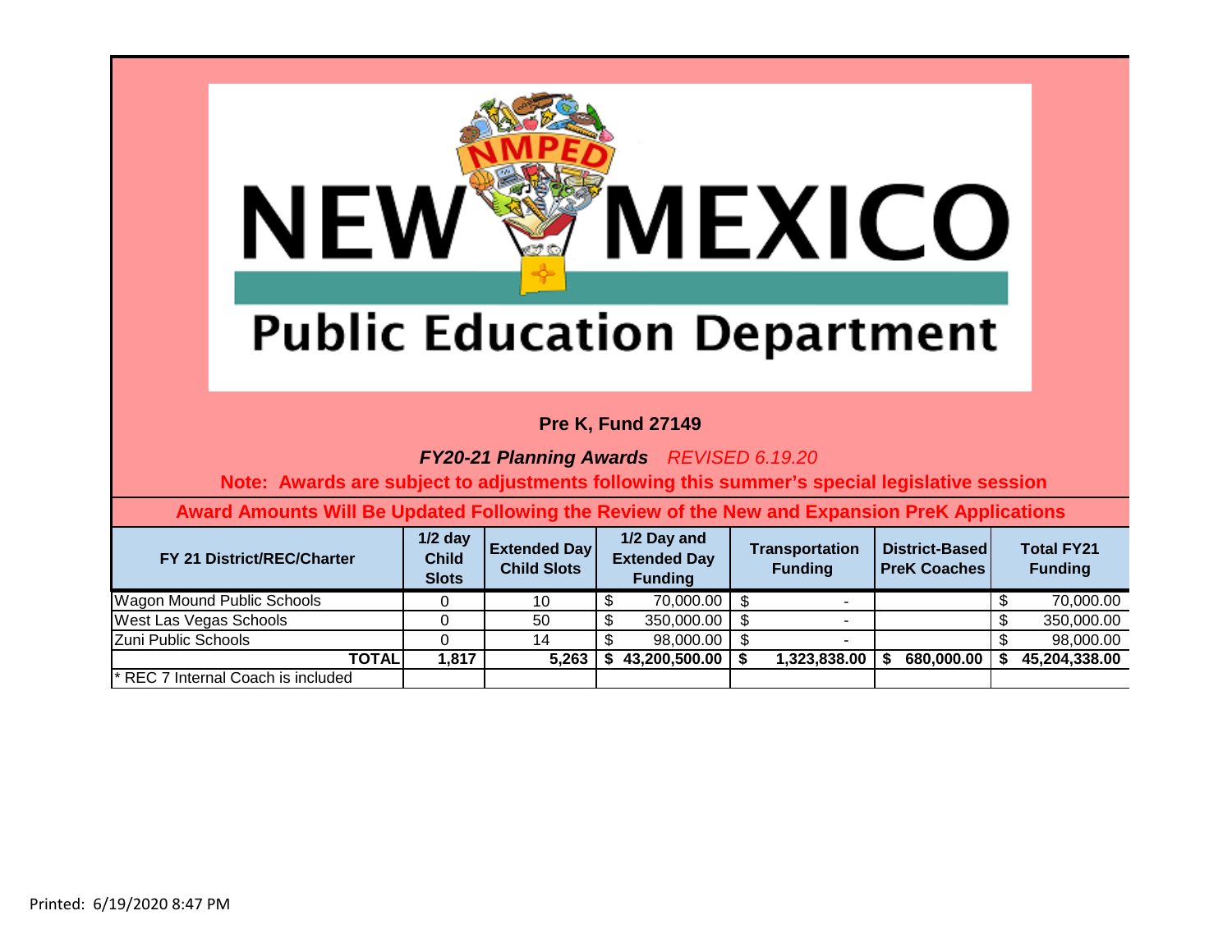# New Mexico Public Education Department

**Pre K, Fund 27149**

***FY20-21 Planning Awards*** *REVISED 6.19.20*

**Note: Awards are subject to adjustments following this summer's special legislative session**

**Award Amounts Will Be Updated Following the Review of the New and Expansion PreK Applications**

| FY 21 District/REC/Charter | 1/2 day Child Slots | Extended Day Child Slots | 1/2 Day and Extended Day Funding | Transportation Funding | District-Based PreK Coaches | Total FY21 Funding |
|---|---|---|---|---|---|---|
| Wagon Mound Public Schools | 0 | 10 | $ 70,000.00 | $ - | | $ 70,000.00 |
| West Las Vegas Schools | 0 | 50 | $ 350,000.00 | $ - | | $ 350,000.00 |
| Zuni Public Schools | 0 | 14 | $ 98,000.00 | $ - | | $ 98,000.00 |
| **TOTAL** | **1,817** | **5,263** | **$ 43,200,500.00** | **$ 1,323,838.00** | **$ 680,000.00** | **$ 45,204,338.00** |
| * REC 7 Internal Coach is included | | | | | | |

Printed: 6/19/2020 8:47 PM